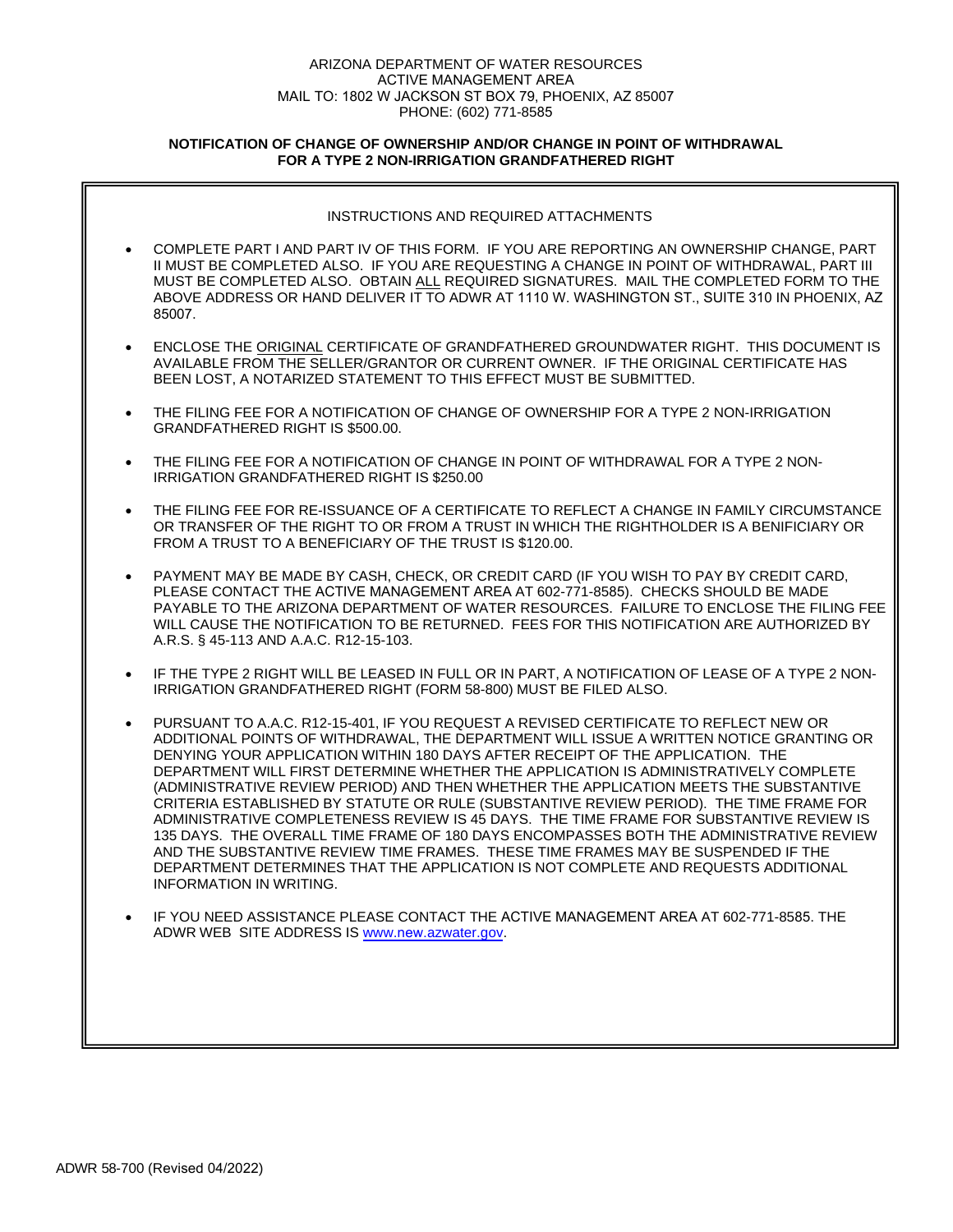ARIZONA DEPARTMENT OF WATER RESOURCES
ACTIVE MANAGEMENT AREA
MAIL TO: 1802 W JACKSON ST BOX 79, PHOENIX, AZ 85007
PHONE: (602) 771-8585

**NOTIFICATION OF CHANGE OF OWNERSHIP AND/OR CHANGE IN POINT OF WITHDRAWAL FOR A TYPE 2 NON-IRRIGATION GRANDFATHERED RIGHT**

INSTRUCTIONS AND REQUIRED ATTACHMENTS

- COMPLETE PART I AND PART IV OF THIS FORM. IF YOU ARE REPORTING AN OWNERSHIP CHANGE, PART II MUST BE COMPLETED ALSO. IF YOU ARE REQUESTING A CHANGE IN POINT OF WITHDRAWAL, PART III MUST BE COMPLETED ALSO. OBTAIN ALL REQUIRED SIGNATURES. MAIL THE COMPLETED FORM TO THE ABOVE ADDRESS OR HAND DELIVER IT TO ADWR AT 1110 W. WASHINGTON ST., SUITE 310 IN PHOENIX, AZ 85007.
- ENCLOSE THE ORIGINAL CERTIFICATE OF GRANDFATHERED GROUNDWATER RIGHT. THIS DOCUMENT IS AVAILABLE FROM THE SELLER/GRANTOR OR CURRENT OWNER. IF THE ORIGINAL CERTIFICATE HAS BEEN LOST, A NOTARIZED STATEMENT TO THIS EFFECT MUST BE SUBMITTED.
- THE FILING FEE FOR A NOTIFICATION OF CHANGE OF OWNERSHIP FOR A TYPE 2 NON-IRRIGATION GRANDFATHERED RIGHT IS $500.00.
- THE FILING FEE FOR A NOTIFICATION OF CHANGE IN POINT OF WITHDRAWAL FOR A TYPE 2 NON-IRRIGATION GRANDFATHERED RIGHT IS $250.00
- THE FILING FEE FOR RE-ISSUANCE OF A CERTIFICATE TO REFLECT A CHANGE IN FAMILY CIRCUMSTANCE OR TRANSFER OF THE RIGHT TO OR FROM A TRUST IN WHICH THE RIGHTHOLDER IS A BENIFICIARY OR FROM A TRUST TO A BENEFICIARY OF THE TRUST IS $120.00.
- PAYMENT MAY BE MADE BY CASH, CHECK, OR CREDIT CARD (IF YOU WISH TO PAY BY CREDIT CARD, PLEASE CONTACT THE ACTIVE MANAGEMENT AREA AT 602-771-8585). CHECKS SHOULD BE MADE PAYABLE TO THE ARIZONA DEPARTMENT OF WATER RESOURCES. FAILURE TO ENCLOSE THE FILING FEE WILL CAUSE THE NOTIFICATION TO BE RETURNED. FEES FOR THIS NOTIFICATION ARE AUTHORIZED BY A.R.S. § 45-113 AND A.A.C. R12-15-103.
- IF THE TYPE 2 RIGHT WILL BE LEASED IN FULL OR IN PART, A NOTIFICATION OF LEASE OF A TYPE 2 NON-IRRIGATION GRANDFATHERED RIGHT (FORM 58-800) MUST BE FILED ALSO.
- PURSUANT TO A.A.C. R12-15-401, IF YOU REQUEST A REVISED CERTIFICATE TO REFLECT NEW OR ADDITIONAL POINTS OF WITHDRAWAL, THE DEPARTMENT WILL ISSUE A WRITTEN NOTICE GRANTING OR DENYING YOUR APPLICATION WITHIN 180 DAYS AFTER RECEIPT OF THE APPLICATION. THE DEPARTMENT WILL FIRST DETERMINE WHETHER THE APPLICATION IS ADMINISTRATIVELY COMPLETE (ADMINISTRATIVE REVIEW PERIOD) AND THEN WHETHER THE APPLICATION MEETS THE SUBSTANTIVE CRITERIA ESTABLISHED BY STATUTE OR RULE (SUBSTANTIVE REVIEW PERIOD). THE TIME FRAME FOR ADMINISTRATIVE COMPLETENESS REVIEW IS 45 DAYS. THE TIME FRAME FOR SUBSTANTIVE REVIEW IS 135 DAYS. THE OVERALL TIME FRAME OF 180 DAYS ENCOMPASSES BOTH THE ADMINISTRATIVE REVIEW AND THE SUBSTANTIVE REVIEW TIME FRAMES. THESE TIME FRAMES MAY BE SUSPENDED IF THE DEPARTMENT DETERMINES THAT THE APPLICATION IS NOT COMPLETE AND REQUESTS ADDITIONAL INFORMATION IN WRITING.
- IF YOU NEED ASSISTANCE PLEASE CONTACT THE ACTIVE MANAGEMENT AREA AT 602-771-8585. THE ADWR WEB SITE ADDRESS IS www.new.azwater.gov.

ADWR 58-700 (Revised 04/2022)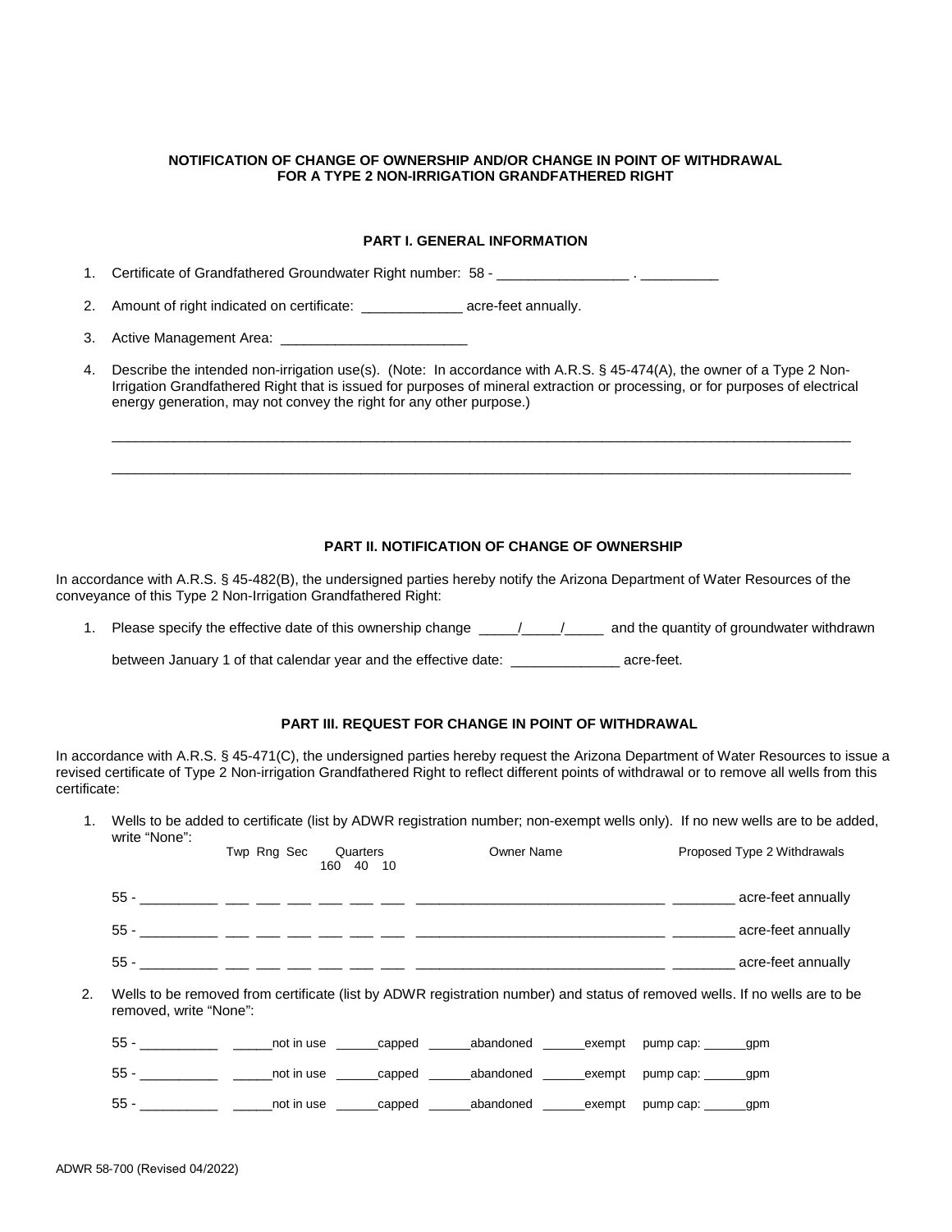**NOTIFICATION OF CHANGE OF OWNERSHIP AND/OR CHANGE IN POINT OF WITHDRAWAL FOR A TYPE 2 NON-IRRIGATION GRANDFATHERED RIGHT**

## PART I. GENERAL INFORMATION

1. Certificate of Grandfathered Groundwater Right number: 58 - _________________ . __________
2. Amount of right indicated on certificate: _____________ acre-feet annually.
3. Active Management Area: ________________________
4. Describe the intended non-irrigation use(s). (Note: In accordance with A.R.S. § 45-474(A), the owner of a Type 2 Non-Irrigation Grandfathered Right that is issued for purposes of mineral extraction or processing, or for purposes of electrical energy generation, may not convey the right for any other purpose.)

   ____________________________________________________________________________________________

   ____________________________________________________________________________________________

## PART II. NOTIFICATION OF CHANGE OF OWNERSHIP

In accordance with A.R.S. § 45-482(B), the undersigned parties hereby notify the Arizona Department of Water Resources of the conveyance of this Type 2 Non-Irrigation Grandfathered Right:

1. Please specify the effective date of this ownership change _____/_____/_____ and the quantity of groundwater withdrawn

   between January 1 of that calendar year and the effective date: ______________ acre-feet.

## PART III. REQUEST FOR CHANGE IN POINT OF WITHDRAWAL

In accordance with A.R.S. § 45-471(C), the undersigned parties hereby request the Arizona Department of Water Resources to issue a revised certificate of Type 2 Non-irrigation Grandfathered Right to reflect different points of withdrawal or to remove all wells from this certificate:

1. Wells to be added to certificate (list by ADWR registration number; non-exempt wells only). If no new wells are to be added, write "None":

| | Twp | Rng | Sec | Quarters 160 | 40 | 10 | Owner Name | Proposed Type 2 Withdrawals |
|---|---|---|---|---|---|---|---|---|
| 55 - __________ | ___ | ___ | ___ | ___ | ___ | ___ | ________________________________ | ________ acre-feet annually |
| 55 - __________ | ___ | ___ | ___ | ___ | ___ | ___ | ________________________________ | ________ acre-feet annually |
| 55 - __________ | ___ | ___ | ___ | ___ | ___ | ___ | ________________________________ | ________ acre-feet annually |

2. Wells to be removed from certificate (list by ADWR registration number) and status of removed wells. If no wells are to be removed, write "None":

   55 - __________ ______not in use ______capped ______abandoned ______exempt pump cap: ______gpm

   55 - __________ ______not in use ______capped ______abandoned ______exempt pump cap: ______gpm

   55 - __________ ______not in use ______capped ______abandoned ______exempt pump cap: ______gpm

ADWR 58-700 (Revised 04/2022)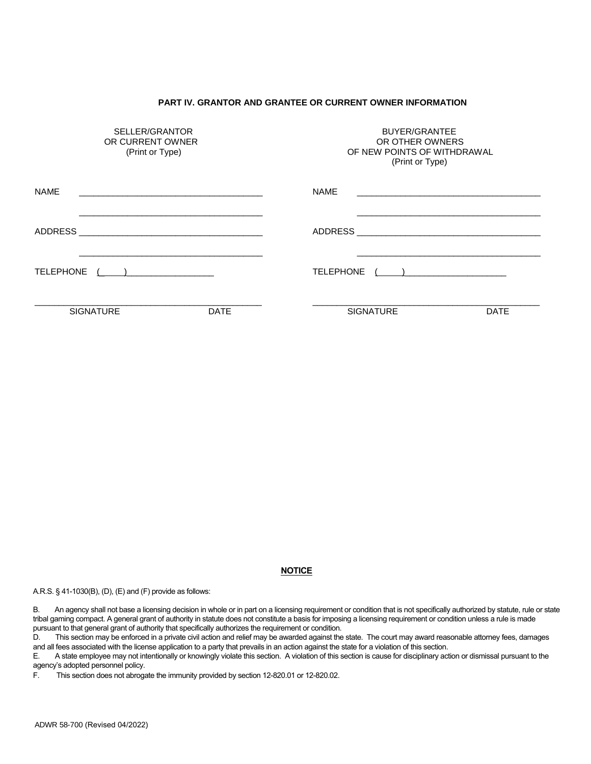## PART IV. GRANTOR AND GRANTEE OR CURRENT OWNER INFORMATION

| SELLER/GRANTOR OR CURRENT OWNER (Print or Type) | BUYER/GRANTEE OR OTHER OWNERS OF NEW POINTS OF WITHDRAWAL (Print or Type) |
|---|---|
| NAME ______________________________________ | NAME ______________________________________ |
| ______________________________________ | ______________________________________ |
| ADDRESS ______________________________________ | ADDRESS ______________________________________ |
| ______________________________________ | ______________________________________ |
| TELEPHONE (____)__________________ | TELEPHONE (____)____________________ |
| ______________________________________ | ______________________________________ |
| SIGNATURE DATE | SIGNATURE DATE |

**NOTICE**

A.R.S. § 41-1030(B), (D), (E) and (F) provide as follows:

B. An agency shall not base a licensing decision in whole or in part on a licensing requirement or condition that is not specifically authorized by statute, rule or state tribal gaming compact. A general grant of authority in statute does not constitute a basis for imposing a licensing requirement or condition unless a rule is made pursuant to that general grant of authority that specifically authorizes the requirement or condition.

D. This section may be enforced in a private civil action and relief may be awarded against the state. The court may award reasonable attorney fees, damages and all fees associated with the license application to a party that prevails in an action against the state for a violation of this section.

E. A state employee may not intentionally or knowingly violate this section. A violation of this section is cause for disciplinary action or dismissal pursuant to the agency's adopted personnel policy.

F. This section does not abrogate the immunity provided by section 12-820.01 or 12-820.02.

ADWR 58-700 (Revised 04/2022)